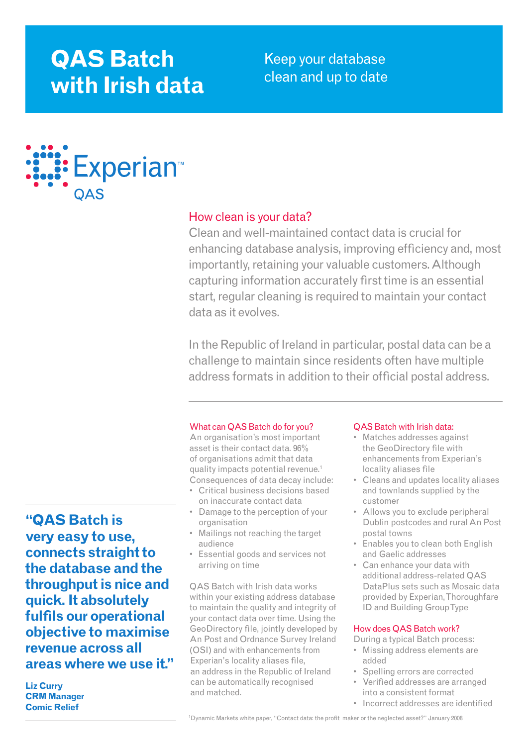# QAS Batch with Irish data

Keep your database clean and up to date

Experian QAS

## How clean is your data?

Clean and well-maintained contact data is crucial for enhancing database analysis, improving efficiency and, most importantly, retaining your valuable customers. Although capturing information accurately first time is an essential start, regular cleaning is required to maintain your contact data as it evolves.

In the Republic of Ireland in particular, postal data can be a challenge to maintain since residents often have multiple address formats in addition to their official postal address.

### What can QAS Batch do for you?

An organisation's most important asset is their contact data. 96% of organisations admit that data quality impacts potential revenue.[1] Consequences of data decay include:

- Critical business decisions based on inaccurate contact data
- Damage to the perception of your organisation
- Mailings not reaching the target audience
- Essential goods and services not arriving on time

QAS Batch with Irish data works within your existing address database to maintain the quality and integrity of your contact data over time. Using the GeoDirectory file, jointly developed by An Post and Ordnance Survey Ireland (OSI) and with enhancements from Experian's locality aliases file, an address in the Republic of Ireland can be automatically recognised and matched.

### QAS Batch with Irish data:

- Matches addresses against the GeoDirectory file with enhancements from Experian's locality aliases file
- Cleans and updates locality aliases and townlands supplied by the customer
- Allows you to exclude peripheral Dublin postcodes and rural An Post postal towns
- Enables you to clean both English and Gaelic addresses
- Can enhance your data with additional address-related QAS DataPlus sets such as Mosaic data provided by Experian, Thoroughfare ID and Building Group Type

### How does QAS Batch work?

During a typical Batch process:

- Missing address elements are added
- Spelling errors are corrected
- Verified addresses are arranged into a consistent format
- Incorrect addresses are identified

> **"QAS Batch is very easy to use, connects straight to the database and the throughput is nice and quick. It absolutely fulfils our operational objective to maximise revenue across all areas where we use it."**
>
> **Liz Curry**
> **CRM Manager**
> **Comic Relief**

[1] Dynamic Markets white paper, "Contact data: the profit maker or the neglected asset?" January 2008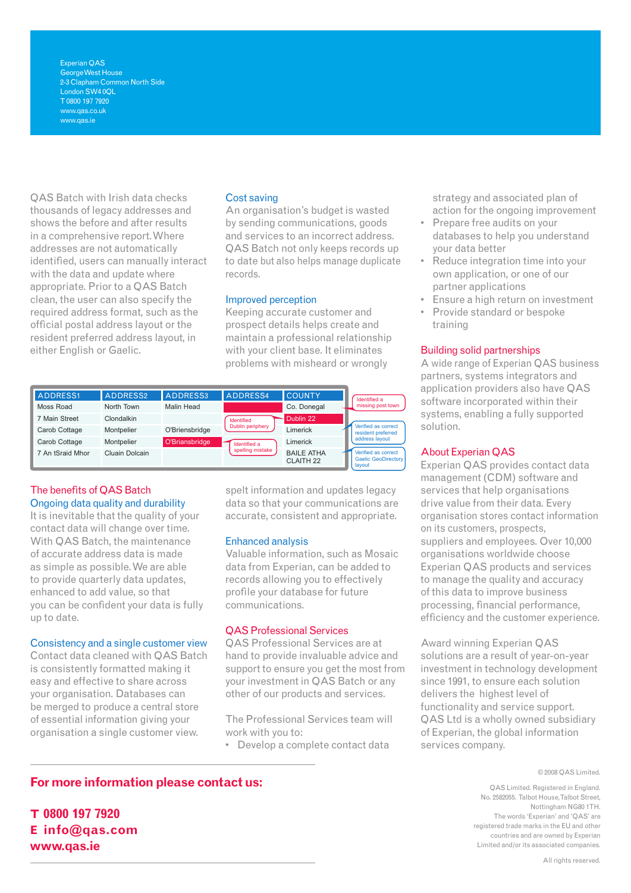Experian QAS
George West House
2-3 Clapham Common North Side
London SW4 0QL
T 0800 197 7920
www.qas.co.uk
www.qas.ie

QAS Batch with Irish data checks thousands of legacy addresses and shows the before and after results in a comprehensive report. Where addresses are not automatically identified, users can manually interact with the data and update where appropriate. Prior to a QAS Batch clean, the user can also specify the required address format, such as the official postal address layout or the resident preferred address layout, in either English or Gaelic.

| ADDRESS1 | ADDRESS2 | ADDRESS3 | ADDRESS4 | COUNTY |
|---|---|---|---|---|
| Moss Road | North Town | Malin Head | | Co. Donegal |
| 7 Main Street | Clondalkin | | | Dublin 22 |
| Carob Cottage | Montpelier | O'Briensbridge | | Limerick |
| Carob Cottage | Montpelier | O'Briansbridge | | Limerick |
| 7 An tSraid Mhor | Cluain Dolcain | | | BAILE ATHA CLAITH 22 |

Identified a missing post town

Identified Dublin periphery

Verified as correct resident preferred address layout

Identified a spelling mistake

Verified as correct Gaelic GeoDirectory layout

## The benefits of QAS Batch

### Ongoing data quality and durability

It is inevitable that the quality of your contact data will change over time. With QAS Batch, the maintenance of accurate address data is made as simple as possible. We are able to provide quarterly data updates, enhanced to add value, so that you can be confident your data is fully up to date.

### Consistency and a single customer view

Contact data cleaned with QAS Batch is consistently formatted making it easy and effective to share across your organisation. Databases can be merged to produce a central store of essential information giving your organisation a single customer view.

### Cost saving

An organisation's budget is wasted by sending communications, goods and services to an incorrect address. QAS Batch not only keeps records up to date but also helps manage duplicate records.

### Improved perception

Keeping accurate customer and prospect details helps create and maintain a professional relationship with your client base. It eliminates problems with misheard or wrongly spelt information and updates legacy data so that your communications are accurate, consistent and appropriate.

### Enhanced analysis

Valuable information, such as Mosaic data from Experian, can be added to records allowing you to effectively profile your database for future communications.

### QAS Professional Services

QAS Professional Services are at hand to provide invaluable advice and support to ensure you get the most from your investment in QAS Batch or any other of our products and services.

The Professional Services team will work with you to:

- Develop a complete contact data strategy and associated plan of action for the ongoing improvement
- Prepare free audits on your databases to help you understand your data better
- Reduce integration time into your own application, or one of our partner applications
- Ensure a high return on investment
- Provide standard or bespoke training

### Building solid partnerships

A wide range of Experian QAS business partners, systems integrators and application providers also have QAS software incorporated within their systems, enabling a fully supported solution.

### About Experian QAS

Experian QAS provides contact data management (CDM) software and services that help organisations drive value from their data. Every organisation stores contact information on its customers, prospects, suppliers and employees. Over 10,000 organisations worldwide choose Experian QAS products and services to manage the quality and accuracy of this data to improve business processing, financial performance, efficiency and the customer experience.

Award winning Experian QAS solutions are a result of year-on-year investment in technology development since 1991, to ensure each solution delivers the highest level of functionality and service support. QAS Ltd is a wholly owned subsidiary of Experian, the global information services company.

**For more information please contact us:**

**T 0800 197 7920**
**E info@qas.com**
**www.qas.ie**

© 2008 QAS Limited.

QAS Limited. Registered in England. No. 2582055. Talbot House, Talbot Street, Nottingham NG80 1TH. The words 'Experian' and 'QAS' are registered trade marks in the EU and other countries and are owned by Experian Limited and/or its associated companies.

All rights reserved.